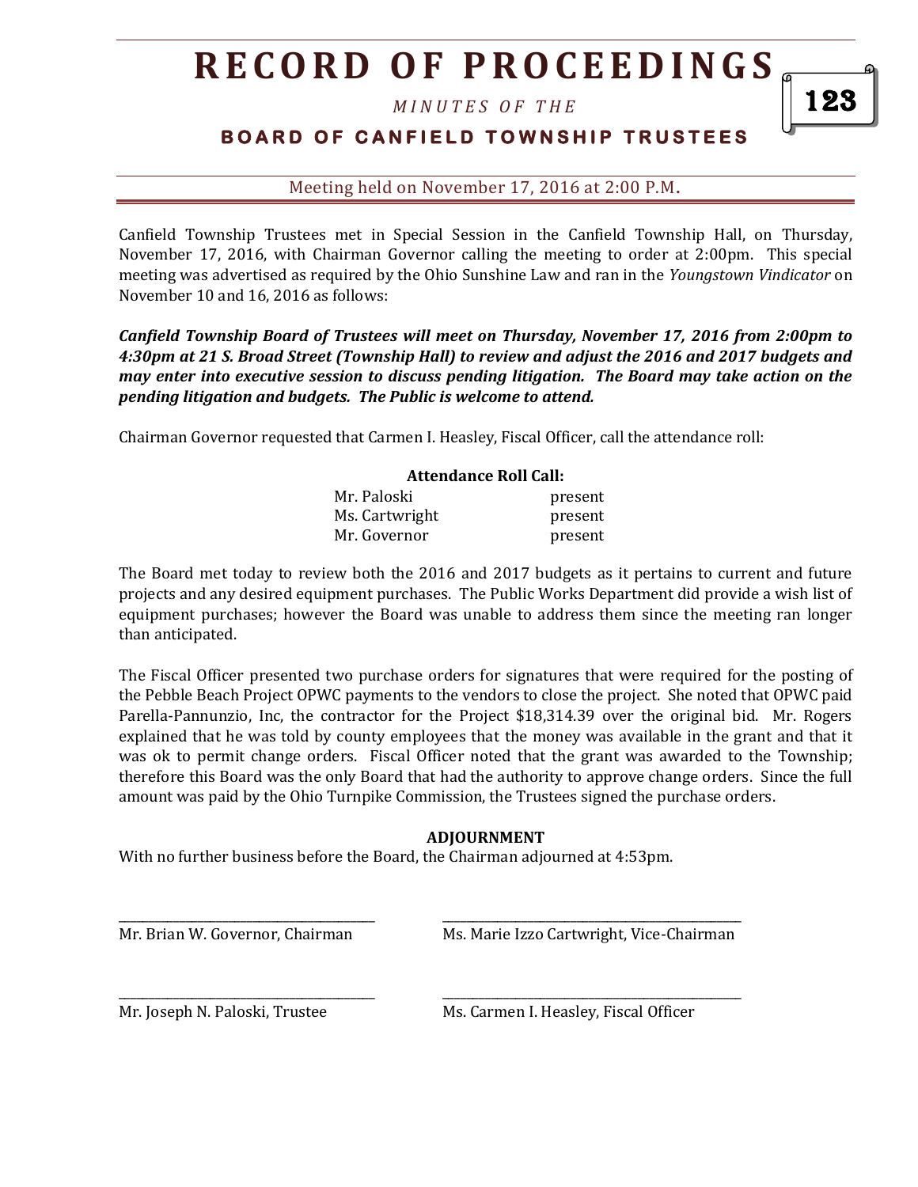# RECORD OF PROCEEDINGS

*MINUTES OF THE*

## BOARD OF CANFIELD TOWNSHIP TRUSTEES

Meeting held on November 17, 2016 at 2:00 P.M.

Canfield Township Trustees met in Special Session in the Canfield Township Hall, on Thursday, November 17, 2016, with Chairman Governor calling the meeting to order at 2:00pm. This special meeting was advertised as required by the Ohio Sunshine Law and ran in the *Youngstown Vindicator* on November 10 and 16, 2016 as follows:

***Canfield Township Board of Trustees will meet on Thursday, November 17, 2016 from 2:00pm to 4:30pm at 21 S. Broad Street (Township Hall) to review and adjust the 2016 and 2017 budgets and may enter into executive session to discuss pending litigation. The Board may take action on the pending litigation and budgets. The Public is welcome to attend.***

Chairman Governor requested that Carmen I. Heasley, Fiscal Officer, call the attendance roll:

**Attendance Roll Call:**

| | |
|---|---|
| Mr. Paloski | present |
| Ms. Cartwright | present |
| Mr. Governor | present |

The Board met today to review both the 2016 and 2017 budgets as it pertains to current and future projects and any desired equipment purchases. The Public Works Department did provide a wish list of equipment purchases; however the Board was unable to address them since the meeting ran longer than anticipated.

The Fiscal Officer presented two purchase orders for signatures that were required for the posting of the Pebble Beach Project OPWC payments to the vendors to close the project. She noted that OPWC paid Parella-Pannunzio, Inc, the contractor for the Project $18,314.39 over the original bid. Mr. Rogers explained that he was told by county employees that the money was available in the grant and that it was ok to permit change orders. Fiscal Officer noted that the grant was awarded to the Township; therefore this Board was the only Board that had the authority to approve change orders. Since the full amount was paid by the Ohio Turnpike Commission, the Trustees signed the purchase orders.

**ADJOURNMENT**

With no further business before the Board, the Chairman adjourned at 4:53pm.

_______________________________________ &nbsp;&nbsp;&nbsp;&nbsp; _______________________________________

Mr. Brian W. Governor, Chairman &nbsp;&nbsp;&nbsp;&nbsp; Ms. Marie Izzo Cartwright, Vice-Chairman

_______________________________________ &nbsp;&nbsp;&nbsp;&nbsp; _______________________________________

Mr. Joseph N. Paloski, Trustee &nbsp;&nbsp;&nbsp;&nbsp; Ms. Carmen I. Heasley, Fiscal Officer